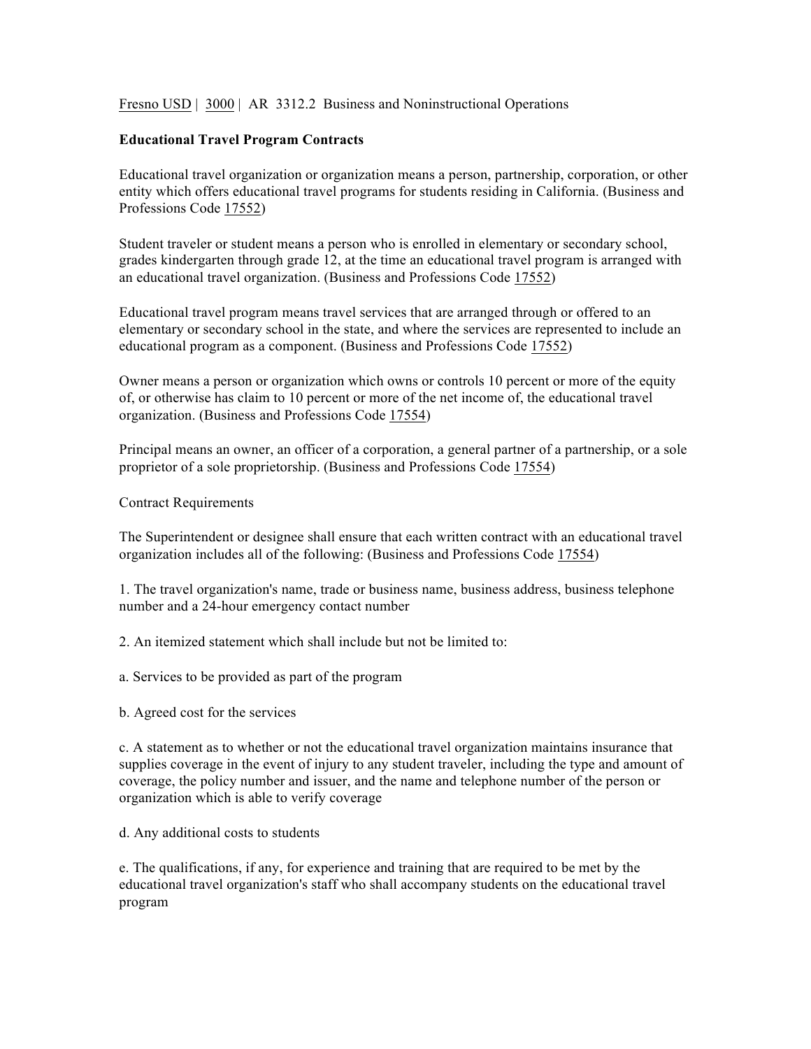Fresno USD | 3000 | AR 3312.2 Business and Noninstructional Operations

## Educational Travel Program Contracts

Educational travel organization or organization means a person, partnership, corporation, or other entity which offers educational travel programs for students residing in California. (Business and Professions Code 17552)

Student traveler or student means a person who is enrolled in elementary or secondary school, grades kindergarten through grade 12, at the time an educational travel program is arranged with an educational travel organization. (Business and Professions Code 17552)

Educational travel program means travel services that are arranged through or offered to an elementary or secondary school in the state, and where the services are represented to include an educational program as a component. (Business and Professions Code 17552)

Owner means a person or organization which owns or controls 10 percent or more of the equity of, or otherwise has claim to 10 percent or more of the net income of, the educational travel organization. (Business and Professions Code 17554)

Principal means an owner, an officer of a corporation, a general partner of a partnership, or a sole proprietor of a sole proprietorship. (Business and Professions Code 17554)

### Contract Requirements

The Superintendent or designee shall ensure that each written contract with an educational travel organization includes all of the following: (Business and Professions Code 17554)

1. The travel organization's name, trade or business name, business address, business telephone number and a 24-hour emergency contact number

2. An itemized statement which shall include but not be limited to:

a. Services to be provided as part of the program

b. Agreed cost for the services

c. A statement as to whether or not the educational travel organization maintains insurance that supplies coverage in the event of injury to any student traveler, including the type and amount of coverage, the policy number and issuer, and the name and telephone number of the person or organization which is able to verify coverage

d. Any additional costs to students

e. The qualifications, if any, for experience and training that are required to be met by the educational travel organization's staff who shall accompany students on the educational travel program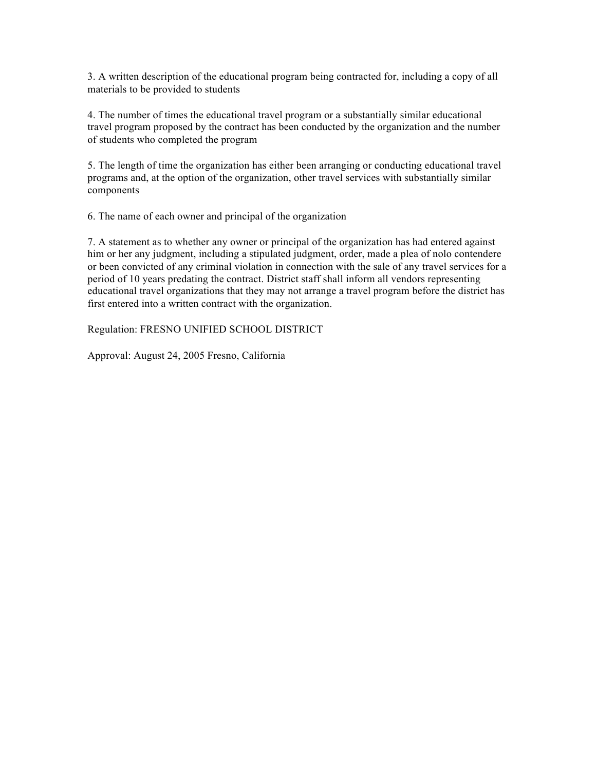3. A written description of the educational program being contracted for, including a copy of all materials to be provided to students

4. The number of times the educational travel program or a substantially similar educational travel program proposed by the contract has been conducted by the organization and the number of students who completed the program

5. The length of time the organization has either been arranging or conducting educational travel programs and, at the option of the organization, other travel services with substantially similar components

6. The name of each owner and principal of the organization

7. A statement as to whether any owner or principal of the organization has had entered against him or her any judgment, including a stipulated judgment, order, made a plea of nolo contendere or been convicted of any criminal violation in connection with the sale of any travel services for a period of 10 years predating the contract. District staff shall inform all vendors representing educational travel organizations that they may not arrange a travel program before the district has first entered into a written contract with the organization.

Regulation: FRESNO UNIFIED SCHOOL DISTRICT

Approval: August 24, 2005 Fresno, California